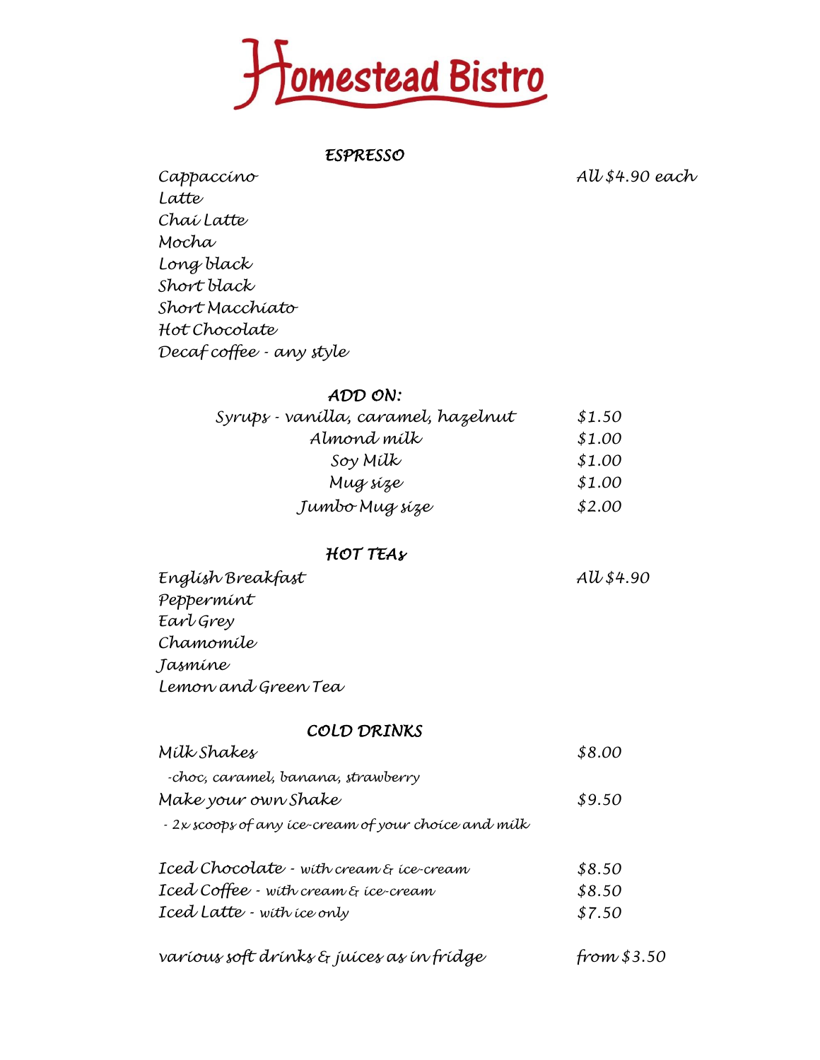# Homestead Bistro

## ESPRESSO

All $4.90 each

- Cappaccino
- Latte
- Chai Latte
- Mocha
- Long black
- Short black
- Short Macchiato
- Hot Chocolate
- Decaf coffee - any style

## ADD ON:

| Item | Price |
| --- | --- |
| Syrups - vanilla, caramel, hazelnut | $1.50 |
| Almond milk | $1.00 |
| Soy Milk | $1.00 |
| Mug size | $1.00 |
| Jumbo Mug size | $2.00 |

## HOT TEAs

All $4.90

- English Breakfast
- Peppermint
- Earl Grey
- Chamomile
- Jasmine
- Lemon and Green Tea

## COLD DRINKS

| Item | Price |
| --- | --- |
| Milk Shakes<br>-choc, caramel, banana, strawberry | $8.00 |
| Make your own Shake<br>- 2x scoops of any ice-cream of your choice and milk | $9.50 |
| Iced Chocolate - with cream & ice-cream | $8.50 |
| Iced Coffee - with cream & ice-cream | $8.50 |
| Iced Latte - with ice only | $7.50 |
| various soft drinks & juices as in fridge | from $3.50 |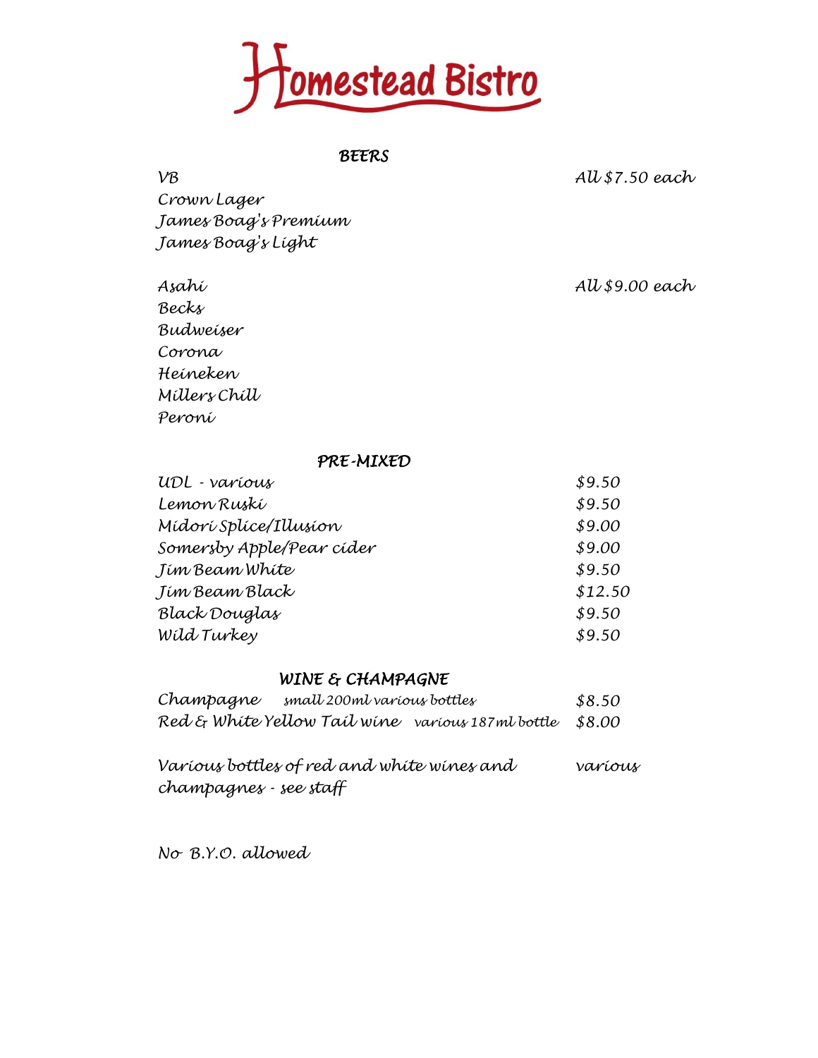# Homestead Bistro

## BEERS

| | |
|---|---|
| VB | All $7.50 each |
| Crown Lager | |
| James Boag's Premium | |
| James Boag's Light | |
| | |
| Asahi | All $9.00 each |
| Becks | |
| Budweiser | |
| Corona | |
| Heineken | |
| Millers Chill | |
| Peroni | |

## PRE-MIXED

| | |
|---|---|
| UDL - various | $9.50 |
| Lemon Ruski | $9.50 |
| Midori Splice/Illusion | $9.00 |
| Somersby Apple/Pear cider | $9.00 |
| Jim Beam White | $9.50 |
| Jim Beam Black | $12.50 |
| Black Douglas | $9.50 |
| Wild Turkey | $9.50 |

## WINE & CHAMPAGNE

| | |
|---|---|
| Champagne small 200ml various bottles | $8.50 |
| Red & White Yellow Tail wine various 187ml bottle | $8.00 |
| | |
| Various bottles of red and white wines and champagnes - see staff | various |

No B.Y.O. allowed